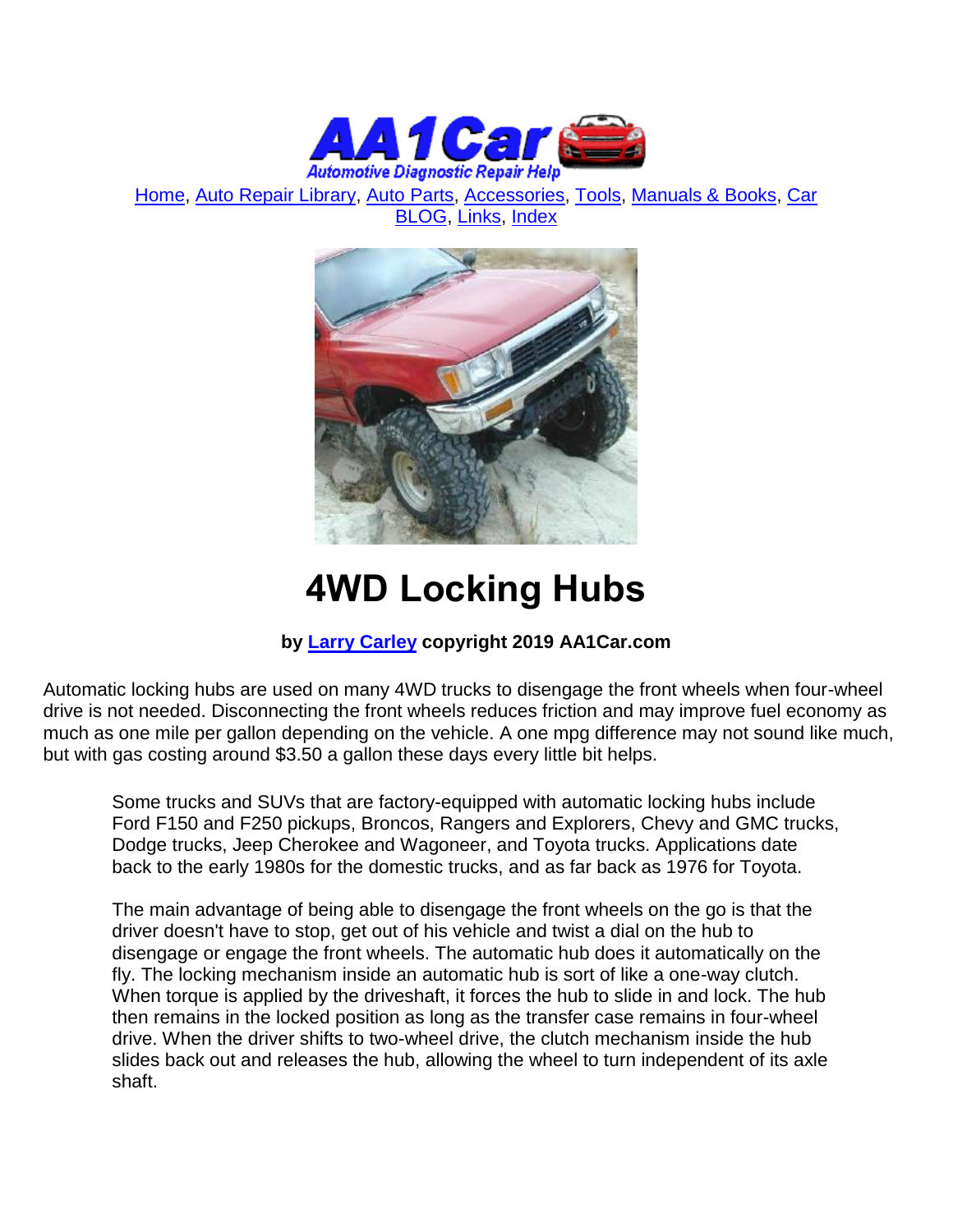Home, Auto Repair Library, Auto Parts, Accessories, Tools, Manuals & Books, Car BLOG, Links, Index

# 4WD Locking Hubs

**by Larry Carley copyright 2019 AA1Car.com**

Automatic locking hubs are used on many 4WD trucks to disengage the front wheels when four-wheel drive is not needed. Disconnecting the front wheels reduces friction and may improve fuel economy as much as one mile per gallon depending on the vehicle. A one mpg difference may not sound like much, but with gas costing around $3.50 a gallon these days every little bit helps.

Some trucks and SUVs that are factory-equipped with automatic locking hubs include Ford F150 and F250 pickups, Broncos, Rangers and Explorers, Chevy and GMC trucks, Dodge trucks, Jeep Cherokee and Wagoneer, and Toyota trucks. Applications date back to the early 1980s for the domestic trucks, and as far back as 1976 for Toyota.

The main advantage of being able to disengage the front wheels on the go is that the driver doesn't have to stop, get out of his vehicle and twist a dial on the hub to disengage or engage the front wheels. The automatic hub does it automatically on the fly. The locking mechanism inside an automatic hub is sort of like a one-way clutch. When torque is applied by the driveshaft, it forces the hub to slide in and lock. The hub then remains in the locked position as long as the transfer case remains in four-wheel drive. When the driver shifts to two-wheel drive, the clutch mechanism inside the hub slides back out and releases the hub, allowing the wheel to turn independent of its axle shaft.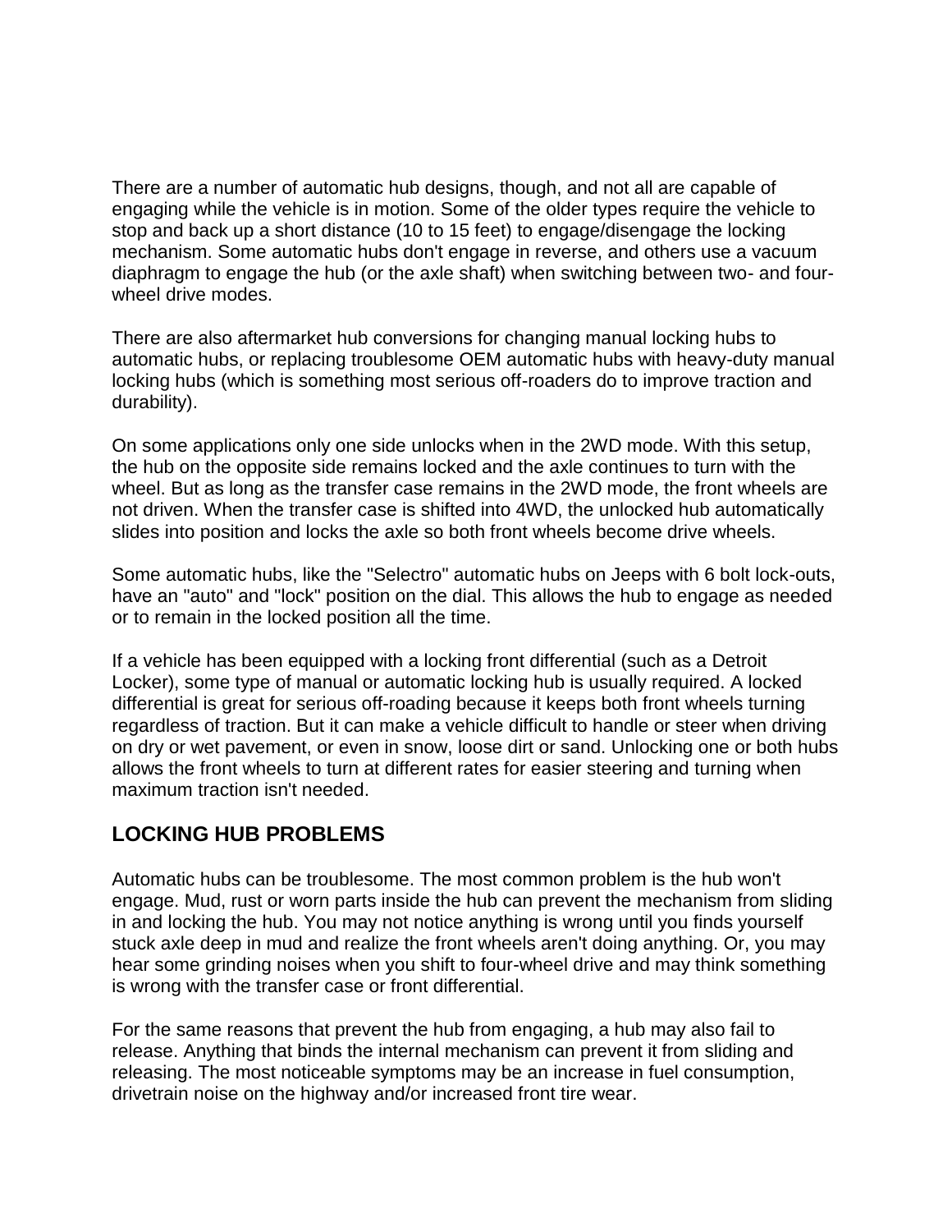There are a number of automatic hub designs, though, and not all are capable of engaging while the vehicle is in motion. Some of the older types require the vehicle to stop and back up a short distance (10 to 15 feet) to engage/disengage the locking mechanism. Some automatic hubs don't engage in reverse, and others use a vacuum diaphragm to engage the hub (or the axle shaft) when switching between two- and four-wheel drive modes.

There are also aftermarket hub conversions for changing manual locking hubs to automatic hubs, or replacing troublesome OEM automatic hubs with heavy-duty manual locking hubs (which is something most serious off-roaders do to improve traction and durability).

On some applications only one side unlocks when in the 2WD mode. With this setup, the hub on the opposite side remains locked and the axle continues to turn with the wheel. But as long as the transfer case remains in the 2WD mode, the front wheels are not driven. When the transfer case is shifted into 4WD, the unlocked hub automatically slides into position and locks the axle so both front wheels become drive wheels.

Some automatic hubs, like the "Selectro" automatic hubs on Jeeps with 6 bolt lock-outs, have an "auto" and "lock" position on the dial. This allows the hub to engage as needed or to remain in the locked position all the time.

If a vehicle has been equipped with a locking front differential (such as a Detroit Locker), some type of manual or automatic locking hub is usually required. A locked differential is great for serious off-roading because it keeps both front wheels turning regardless of traction. But it can make a vehicle difficult to handle or steer when driving on dry or wet pavement, or even in snow, loose dirt or sand. Unlocking one or both hubs allows the front wheels to turn at different rates for easier steering and turning when maximum traction isn't needed.

## LOCKING HUB PROBLEMS

Automatic hubs can be troublesome. The most common problem is the hub won't engage. Mud, rust or worn parts inside the hub can prevent the mechanism from sliding in and locking the hub. You may not notice anything is wrong until you finds yourself stuck axle deep in mud and realize the front wheels aren't doing anything. Or, you may hear some grinding noises when you shift to four-wheel drive and may think something is wrong with the transfer case or front differential.

For the same reasons that prevent the hub from engaging, a hub may also fail to release. Anything that binds the internal mechanism can prevent it from sliding and releasing. The most noticeable symptoms may be an increase in fuel consumption, drivetrain noise on the highway and/or increased front tire wear.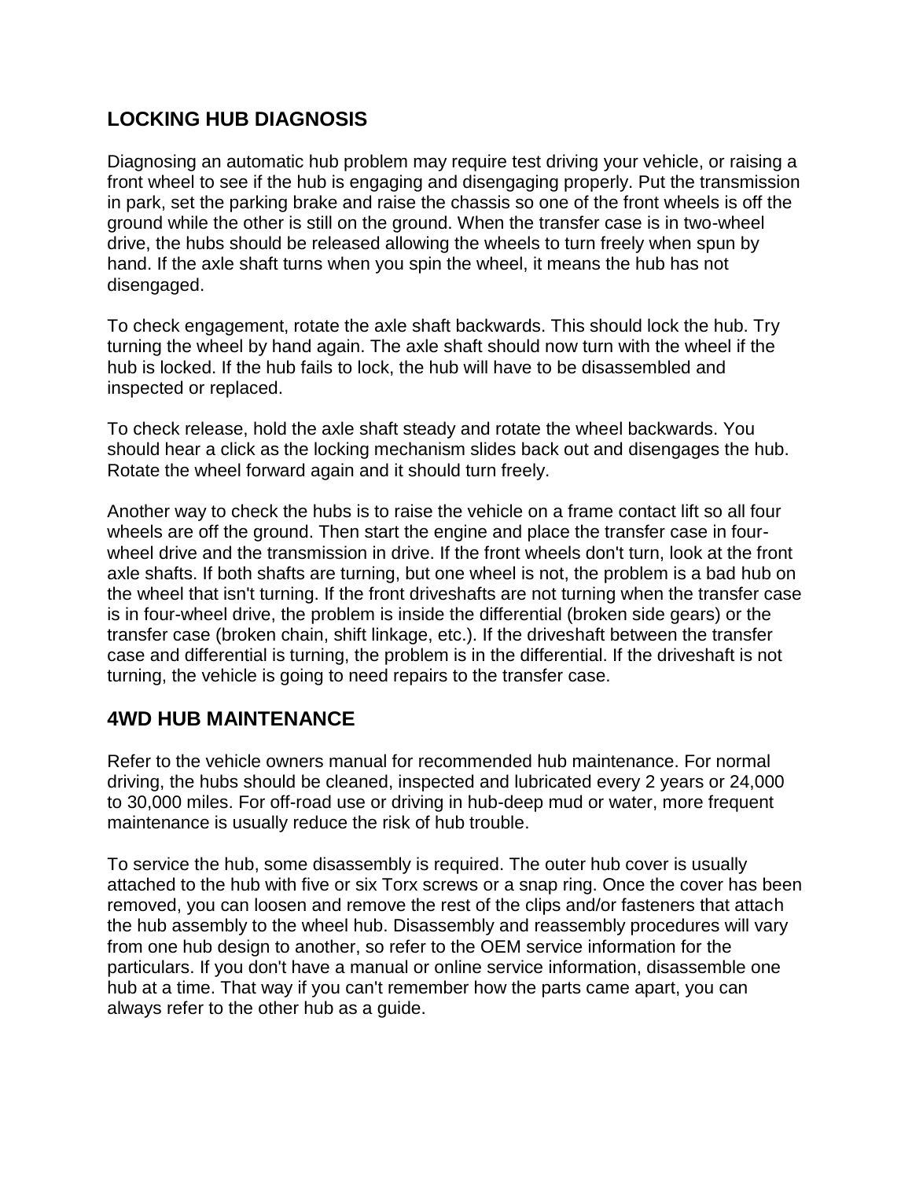## LOCKING HUB DIAGNOSIS

Diagnosing an automatic hub problem may require test driving your vehicle, or raising a front wheel to see if the hub is engaging and disengaging properly. Put the transmission in park, set the parking brake and raise the chassis so one of the front wheels is off the ground while the other is still on the ground. When the transfer case is in two-wheel drive, the hubs should be released allowing the wheels to turn freely when spun by hand. If the axle shaft turns when you spin the wheel, it means the hub has not disengaged.

To check engagement, rotate the axle shaft backwards. This should lock the hub. Try turning the wheel by hand again. The axle shaft should now turn with the wheel if the hub is locked. If the hub fails to lock, the hub will have to be disassembled and inspected or replaced.

To check release, hold the axle shaft steady and rotate the wheel backwards. You should hear a click as the locking mechanism slides back out and disengages the hub. Rotate the wheel forward again and it should turn freely.

Another way to check the hubs is to raise the vehicle on a frame contact lift so all four wheels are off the ground. Then start the engine and place the transfer case in four-wheel drive and the transmission in drive. If the front wheels don't turn, look at the front axle shafts. If both shafts are turning, but one wheel is not, the problem is a bad hub on the wheel that isn't turning. If the front driveshafts are not turning when the transfer case is in four-wheel drive, the problem is inside the differential (broken side gears) or the transfer case (broken chain, shift linkage, etc.). If the driveshaft between the transfer case and differential is turning, the problem is in the differential. If the driveshaft is not turning, the vehicle is going to need repairs to the transfer case.

## 4WD HUB MAINTENANCE

Refer to the vehicle owners manual for recommended hub maintenance. For normal driving, the hubs should be cleaned, inspected and lubricated every 2 years or 24,000 to 30,000 miles. For off-road use or driving in hub-deep mud or water, more frequent maintenance is usually reduce the risk of hub trouble.

To service the hub, some disassembly is required. The outer hub cover is usually attached to the hub with five or six Torx screws or a snap ring. Once the cover has been removed, you can loosen and remove the rest of the clips and/or fasteners that attach the hub assembly to the wheel hub. Disassembly and reassembly procedures will vary from one hub design to another, so refer to the OEM service information for the particulars. If you don't have a manual or online service information, disassemble one hub at a time. That way if you can't remember how the parts came apart, you can always refer to the other hub as a guide.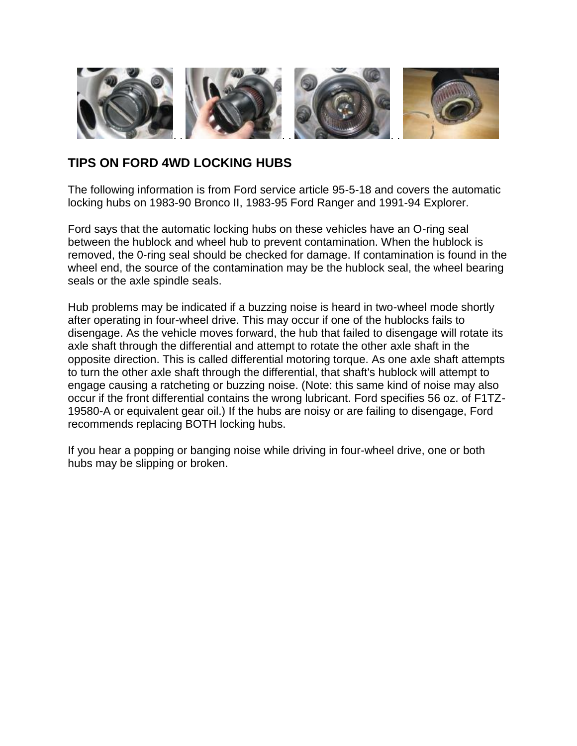## TIPS ON FORD 4WD LOCKING HUBS

The following information is from Ford service article 95-5-18 and covers the automatic locking hubs on 1983-90 Bronco II, 1983-95 Ford Ranger and 1991-94 Explorer.

Ford says that the automatic locking hubs on these vehicles have an O-ring seal between the hublock and wheel hub to prevent contamination. When the hublock is removed, the 0-ring seal should be checked for damage. If contamination is found in the wheel end, the source of the contamination may be the hublock seal, the wheel bearing seals or the axle spindle seals.

Hub problems may be indicated if a buzzing noise is heard in two-wheel mode shortly after operating in four-wheel drive. This may occur if one of the hublocks fails to disengage. As the vehicle moves forward, the hub that failed to disengage will rotate its axle shaft through the differential and attempt to rotate the other axle shaft in the opposite direction. This is called differential motoring torque. As one axle shaft attempts to turn the other axle shaft through the differential, that shaft's hublock will attempt to engage causing a ratcheting or buzzing noise. (Note: this same kind of noise may also occur if the front differential contains the wrong lubricant. Ford specifies 56 oz. of F1TZ-19580-A or equivalent gear oil.) If the hubs are noisy or are failing to disengage, Ford recommends replacing BOTH locking hubs.

If you hear a popping or banging noise while driving in four-wheel drive, one or both hubs may be slipping or broken.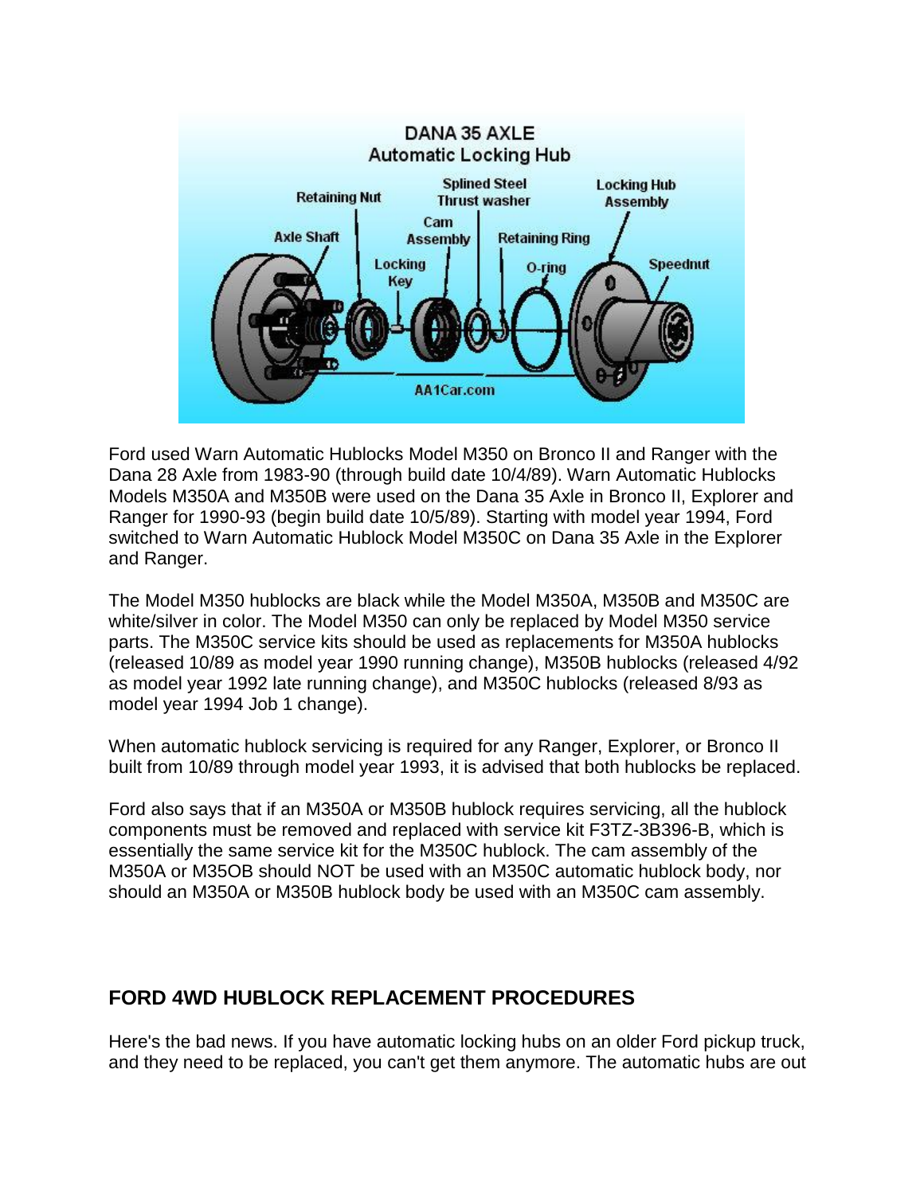Ford used Warn Automatic Hublocks Model M350 on Bronco II and Ranger with the Dana 28 Axle from 1983-90 (through build date 10/4/89). Warn Automatic Hublocks Models M350A and M350B were used on the Dana 35 Axle in Bronco II, Explorer and Ranger for 1990-93 (begin build date 10/5/89). Starting with model year 1994, Ford switched to Warn Automatic Hublock Model M350C on Dana 35 Axle in the Explorer and Ranger.

The Model M350 hublocks are black while the Model M350A, M350B and M350C are white/silver in color. The Model M350 can only be replaced by Model M350 service parts. The M350C service kits should be used as replacements for M350A hublocks (released 10/89 as model year 1990 running change), M350B hublocks (released 4/92 as model year 1992 late running change), and M350C hublocks (released 8/93 as model year 1994 Job 1 change).

When automatic hublock servicing is required for any Ranger, Explorer, or Bronco II built from 10/89 through model year 1993, it is advised that both hublocks be replaced.

Ford also says that if an M350A or M350B hublock requires servicing, all the hublock components must be removed and replaced with service kit F3TZ-3B396-B, which is essentially the same service kit for the M350C hublock. The cam assembly of the M350A or M35OB should NOT be used with an M350C automatic hublock body, nor should an M350A or M350B hublock body be used with an M350C cam assembly.

## FORD 4WD HUBLOCK REPLACEMENT PROCEDURES

Here's the bad news. If you have automatic locking hubs on an older Ford pickup truck, and they need to be replaced, you can't get them anymore. The automatic hubs are out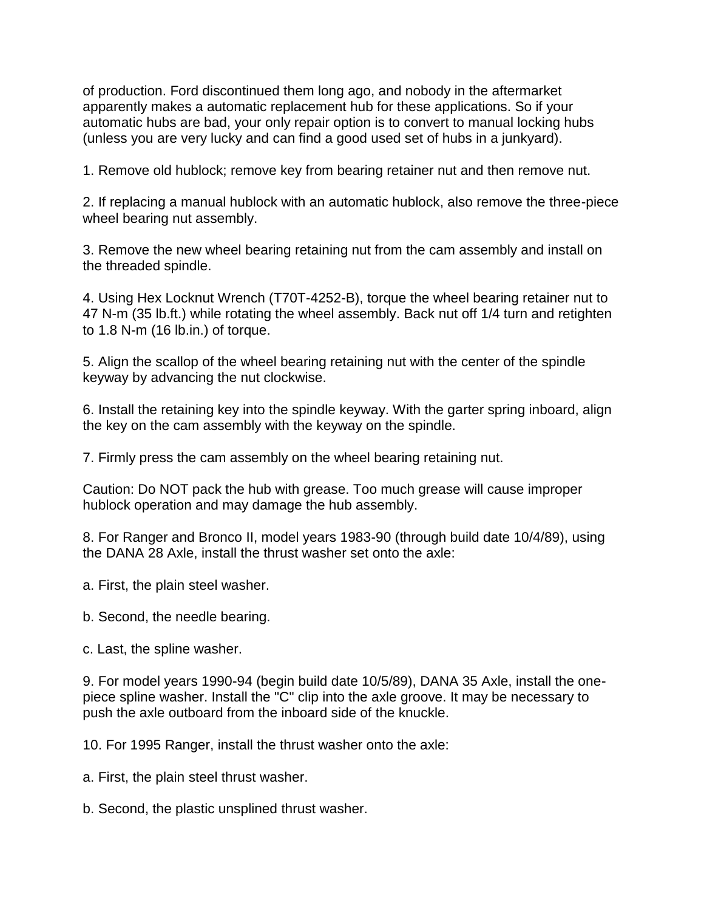of production. Ford discontinued them long ago, and nobody in the aftermarket apparently makes a automatic replacement hub for these applications. So if your automatic hubs are bad, your only repair option is to convert to manual locking hubs (unless you are very lucky and can find a good used set of hubs in a junkyard).

1. Remove old hublock; remove key from bearing retainer nut and then remove nut.

2. If replacing a manual hublock with an automatic hublock, also remove the three-piece wheel bearing nut assembly.

3. Remove the new wheel bearing retaining nut from the cam assembly and install on the threaded spindle.

4. Using Hex Locknut Wrench (T70T-4252-B), torque the wheel bearing retainer nut to 47 N-m (35 lb.ft.) while rotating the wheel assembly. Back nut off 1/4 turn and retighten to 1.8 N-m (16 lb.in.) of torque.

5. Align the scallop of the wheel bearing retaining nut with the center of the spindle keyway by advancing the nut clockwise.

6. Install the retaining key into the spindle keyway. With the garter spring inboard, align the key on the cam assembly with the keyway on the spindle.

7. Firmly press the cam assembly on the wheel bearing retaining nut.

Caution: Do NOT pack the hub with grease. Too much grease will cause improper hublock operation and may damage the hub assembly.

8. For Ranger and Bronco II, model years 1983-90 (through build date 10/4/89), using the DANA 28 Axle, install the thrust washer set onto the axle:

a. First, the plain steel washer.

b. Second, the needle bearing.

c. Last, the spline washer.

9. For model years 1990-94 (begin build date 10/5/89), DANA 35 Axle, install the one-piece spline washer. Install the "C" clip into the axle groove. It may be necessary to push the axle outboard from the inboard side of the knuckle.

10. For 1995 Ranger, install the thrust washer onto the axle:

a. First, the plain steel thrust washer.

b. Second, the plastic unsplined thrust washer.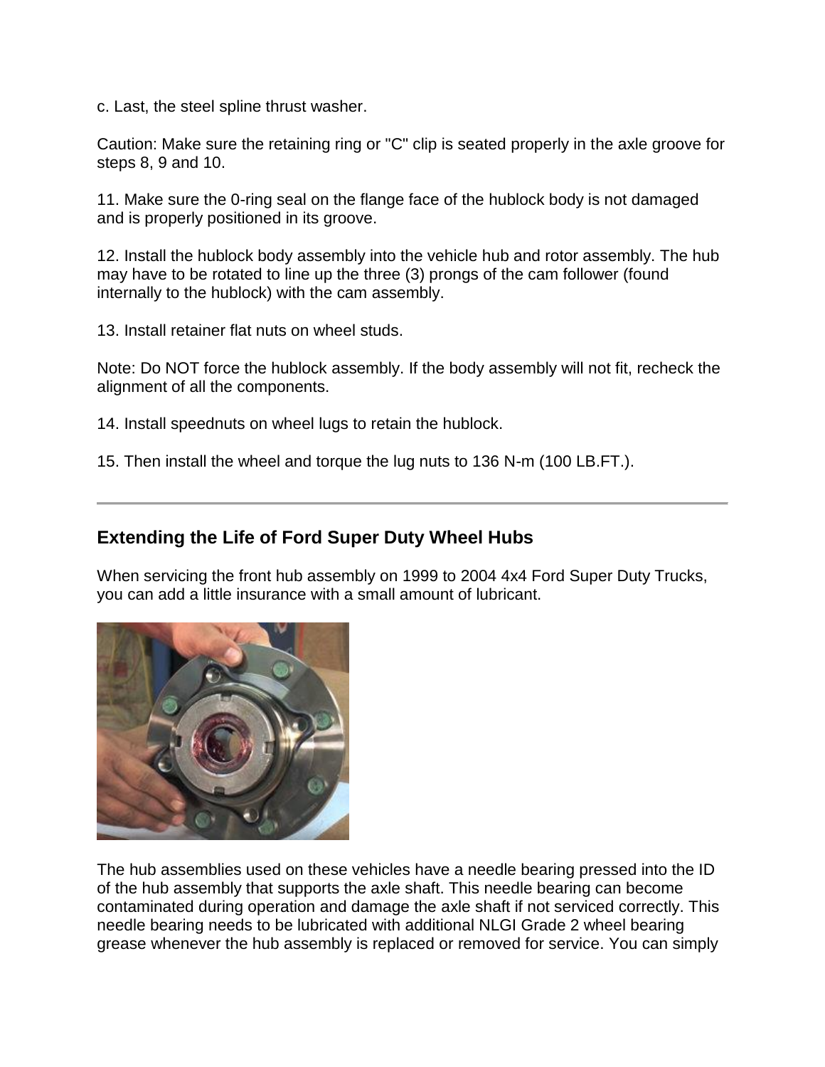c. Last, the steel spline thrust washer.

Caution: Make sure the retaining ring or "C" clip is seated properly in the axle groove for steps 8, 9 and 10.

11. Make sure the 0-ring seal on the flange face of the hublock body is not damaged and is properly positioned in its groove.

12. Install the hublock body assembly into the vehicle hub and rotor assembly. The hub may have to be rotated to line up the three (3) prongs of the cam follower (found internally to the hublock) with the cam assembly.

13. Install retainer flat nuts on wheel studs.

Note: Do NOT force the hublock assembly. If the body assembly will not fit, recheck the alignment of all the components.

14. Install speednuts on wheel lugs to retain the hublock.

15. Then install the wheel and torque the lug nuts to 136 N-m (100 LB.FT.).

---

## Extending the Life of Ford Super Duty Wheel Hubs

When servicing the front hub assembly on 1999 to 2004 4x4 Ford Super Duty Trucks, you can add a little insurance with a small amount of lubricant.

The hub assemblies used on these vehicles have a needle bearing pressed into the ID of the hub assembly that supports the axle shaft. This needle bearing can become contaminated during operation and damage the axle shaft if not serviced correctly. This needle bearing needs to be lubricated with additional NLGI Grade 2 wheel bearing grease whenever the hub assembly is replaced or removed for service. You can simply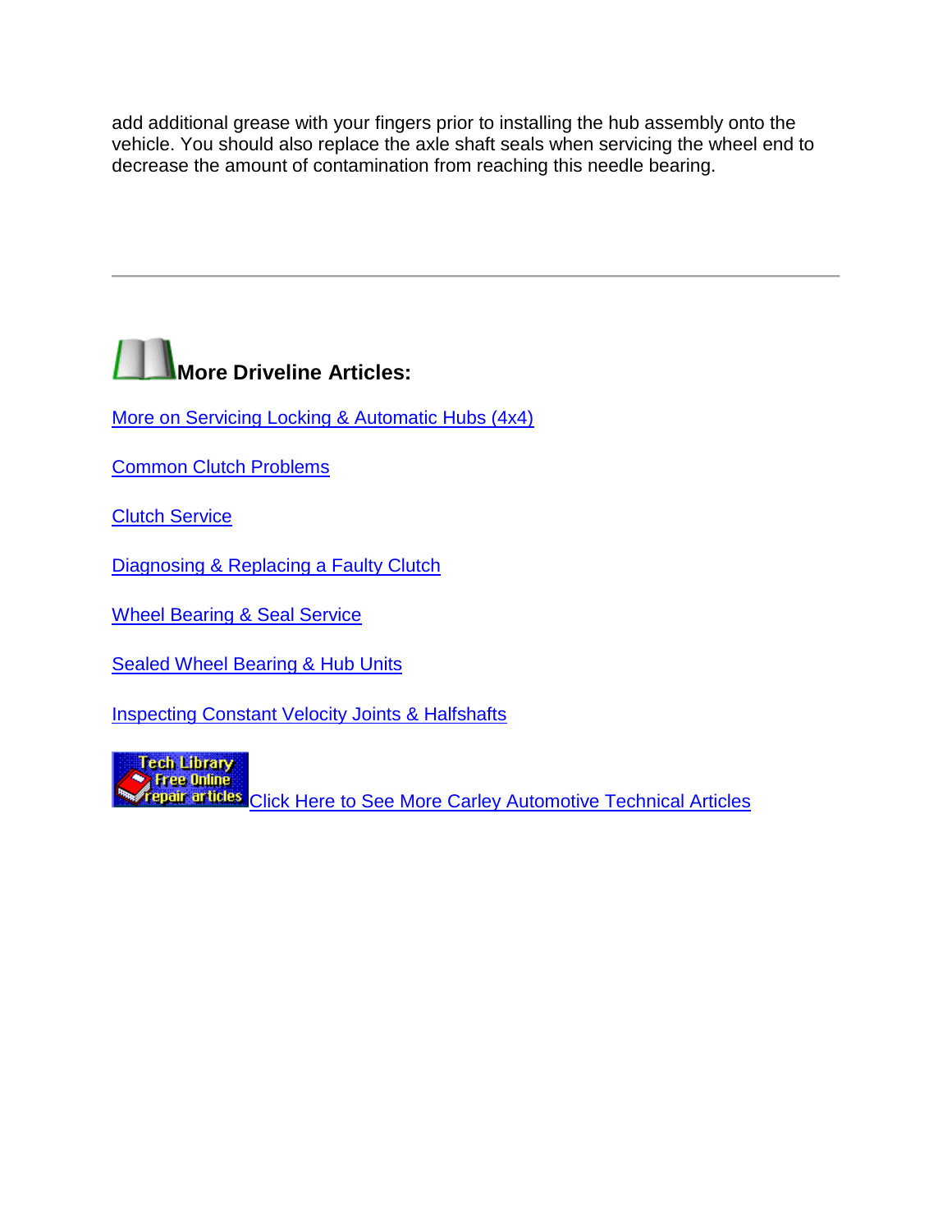add additional grease with your fingers prior to installing the hub assembly onto the vehicle. You should also replace the axle shaft seals when servicing the wheel end to decrease the amount of contamination from reaching this needle bearing.

---

## More Driveline Articles:

More on Servicing Locking & Automatic Hubs (4x4)

Common Clutch Problems

Clutch Service

Diagnosing & Replacing a Faulty Clutch

Wheel Bearing & Seal Service

Sealed Wheel Bearing & Hub Units

Inspecting Constant Velocity Joints & Halfshafts

Click Here to See More Carley Automotive Technical Articles